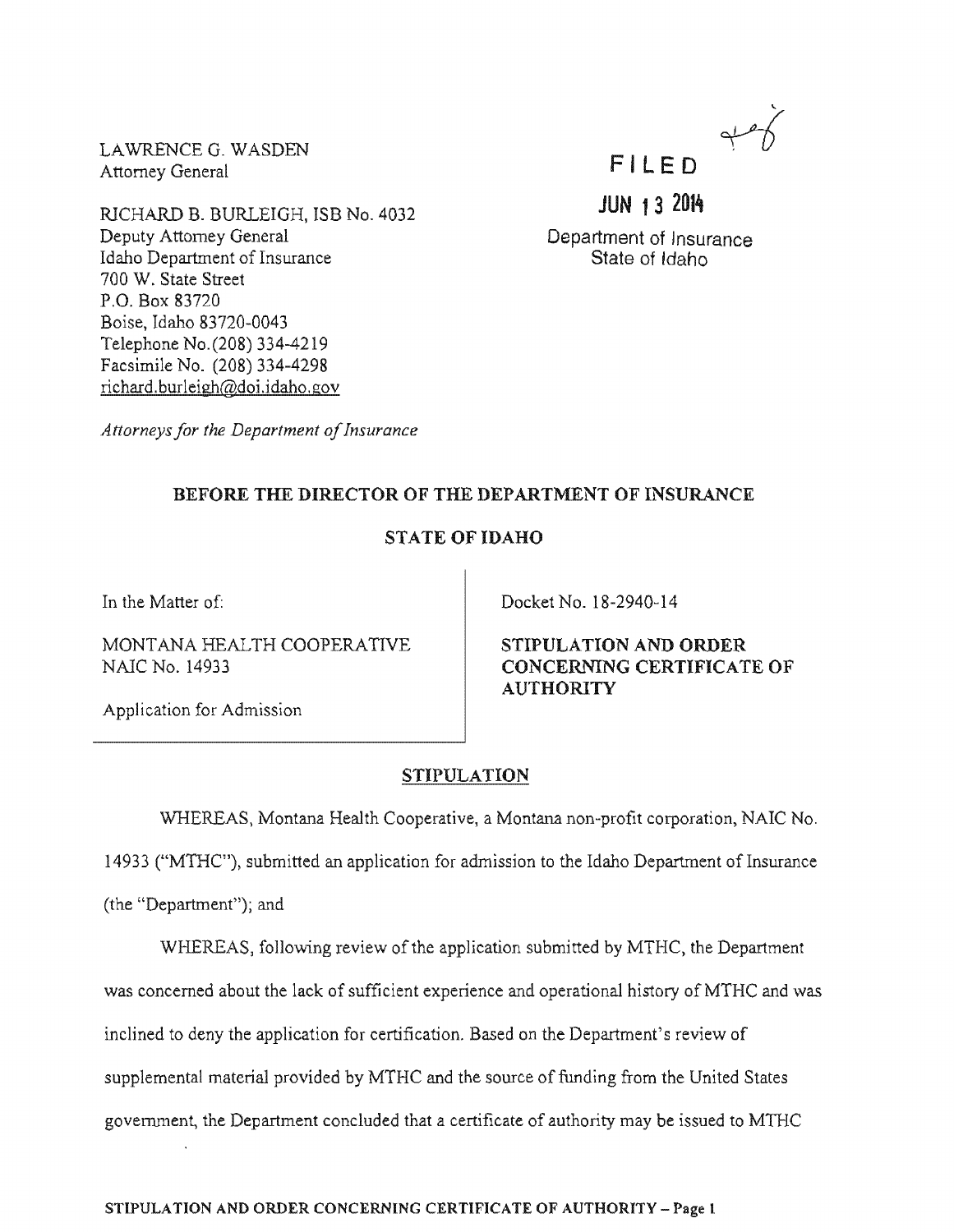LAWRENCE G. WASDEN
Attorney General

RICHARD B. BURLEIGH, ISB No. 4032
Deputy Attorney General
Idaho Department of Insurance
700 W. State Street
P.O. Box 83720
Boise, Idaho 83720-0043
Telephone No. (208) 334-4219
Facsimile No. (208) 334-4298
richard.burleigh@doi.idaho.gov

*Attorneys for the Department of Insurance*

FILED

JUN 13 2014

Department of Insurance
State of Idaho

**BEFORE THE DIRECTOR OF THE DEPARTMENT OF INSURANCE**

**STATE OF IDAHO**

| | |
|---|---|
| In the Matter of:<br><br>MONTANA HEALTH COOPERATIVE<br>NAIC No. 14933<br><br>Application for Admission | Docket No. 18-2940-14<br><br>**STIPULATION AND ORDER CONCERNING CERTIFICATE OF AUTHORITY** |

## STIPULATION

WHEREAS, Montana Health Cooperative, a Montana non-profit corporation, NAIC No. 14933 ("MTHC"), submitted an application for admission to the Idaho Department of Insurance (the "Department"); and

WHEREAS, following review of the application submitted by MTHC, the Department was concerned about the lack of sufficient experience and operational history of MTHC and was inclined to deny the application for certification. Based on the Department's review of supplemental material provided by MTHC and the source of funding from the United States government, the Department concluded that a certificate of authority may be issued to MTHC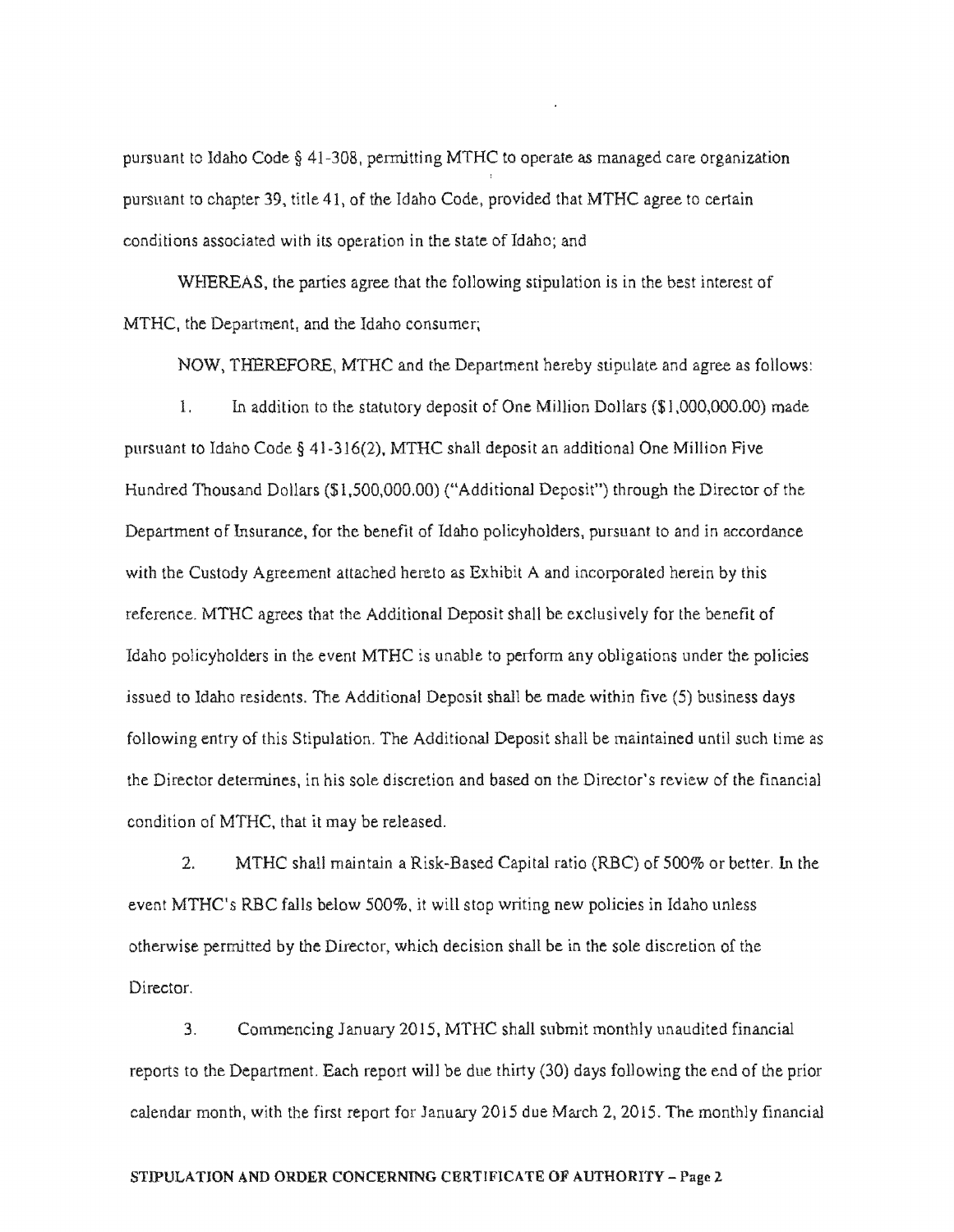pursuant to Idaho Code § 41-308, permitting MTHC to operate as managed care organization pursuant to chapter 39, title 41, of the Idaho Code, provided that MTHC agree to certain conditions associated with its operation in the state of Idaho; and

WHEREAS, the parties agree that the following stipulation is in the best interest of MTHC, the Department, and the Idaho consumer;

NOW, THEREFORE, MTHC and the Department hereby stipulate and agree as follows:

1. In addition to the statutory deposit of One Million Dollars ($1,000,000.00) made pursuant to Idaho Code § 41-316(2), MTHC shall deposit an additional One Million Five Hundred Thousand Dollars ($1,500,000.00) ("Additional Deposit") through the Director of the Department of Insurance, for the benefit of Idaho policyholders, pursuant to and in accordance with the Custody Agreement attached hereto as Exhibit A and incorporated herein by this reference. MTHC agrees that the Additional Deposit shall be exclusively for the benefit of Idaho policyholders in the event MTHC is unable to perform any obligations under the policies issued to Idaho residents. The Additional Deposit shall be made within five (5) business days following entry of this Stipulation. The Additional Deposit shall be maintained until such time as the Director determines, in his sole discretion and based on the Director's review of the financial condition of MTHC, that it may be released.

2. MTHC shall maintain a Risk-Based Capital ratio (RBC) of 500% or better. In the event MTHC's RBC falls below 500%, it will stop writing new policies in Idaho unless otherwise permitted by the Director, which decision shall be in the sole discretion of the Director.

3. Commencing January 2015, MTHC shall submit monthly unaudited financial reports to the Department. Each report will be due thirty (30) days following the end of the prior calendar month, with the first report for January 2015 due March 2, 2015. The monthly financial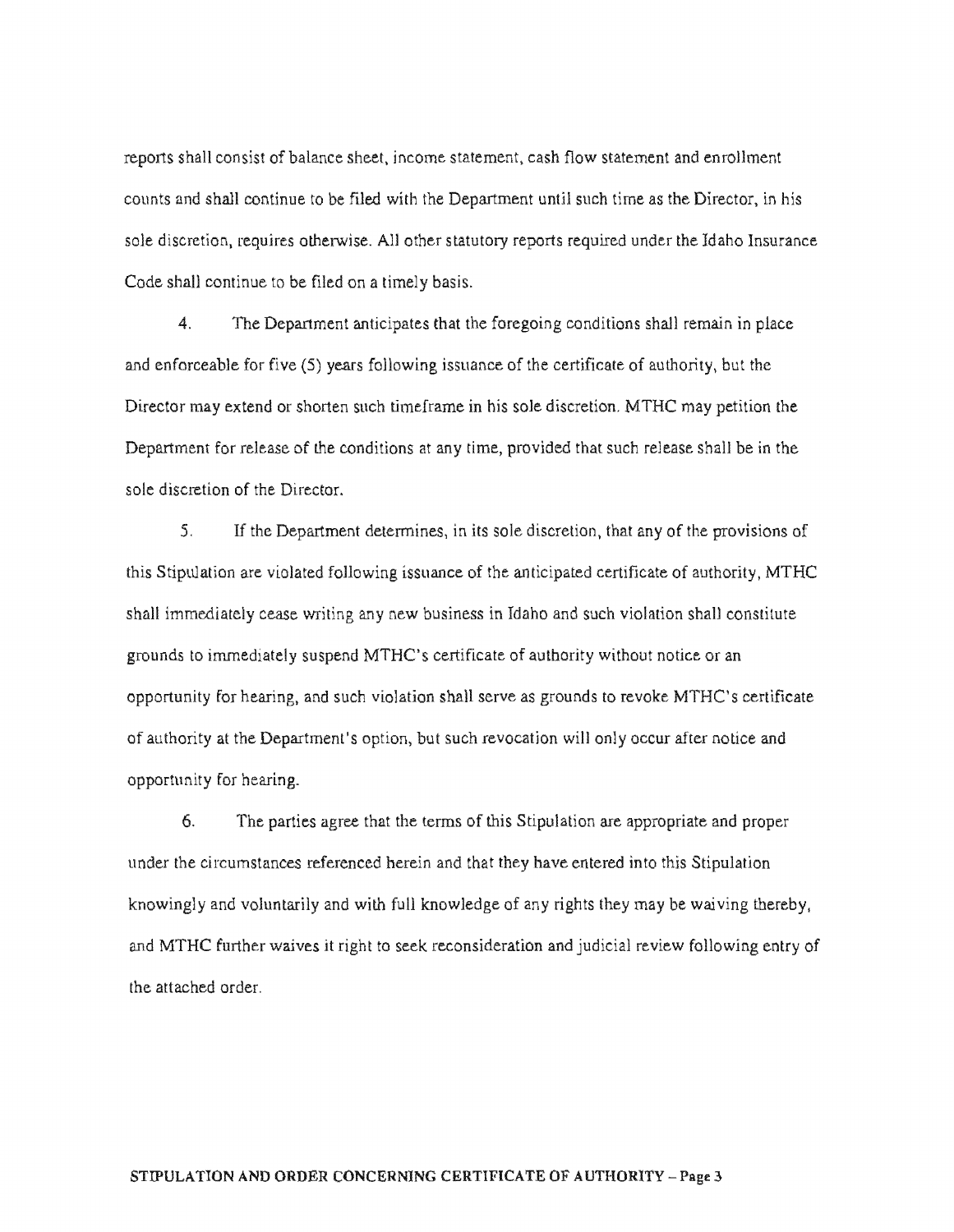reports shall consist of balance sheet, income statement, cash flow statement and enrollment counts and shall continue to be filed with the Department until such time as the Director, in his sole discretion, requires otherwise. All other statutory reports required under the Idaho Insurance Code shall continue to be filed on a timely basis.

4. The Department anticipates that the foregoing conditions shall remain in place and enforceable for five (5) years following issuance of the certificate of authority, but the Director may extend or shorten such timeframe in his sole discretion. MTHC may petition the Department for release of the conditions at any time, provided that such release shall be in the sole discretion of the Director.

5. If the Department determines, in its sole discretion, that any of the provisions of this Stipulation are violated following issuance of the anticipated certificate of authority, MTHC shall immediately cease writing any new business in Idaho and such violation shall constitute grounds to immediately suspend MTHC's certificate of authority without notice or an opportunity for hearing, and such violation shall serve as grounds to revoke MTHC's certificate of authority at the Department's option, but such revocation will only occur after notice and opportunity for hearing.

6. The parties agree that the terms of this Stipulation are appropriate and proper under the circumstances referenced herein and that they have entered into this Stipulation knowingly and voluntarily and with full knowledge of any rights they may be waiving thereby, and MTHC further waives it right to seek reconsideration and judicial review following entry of the attached order.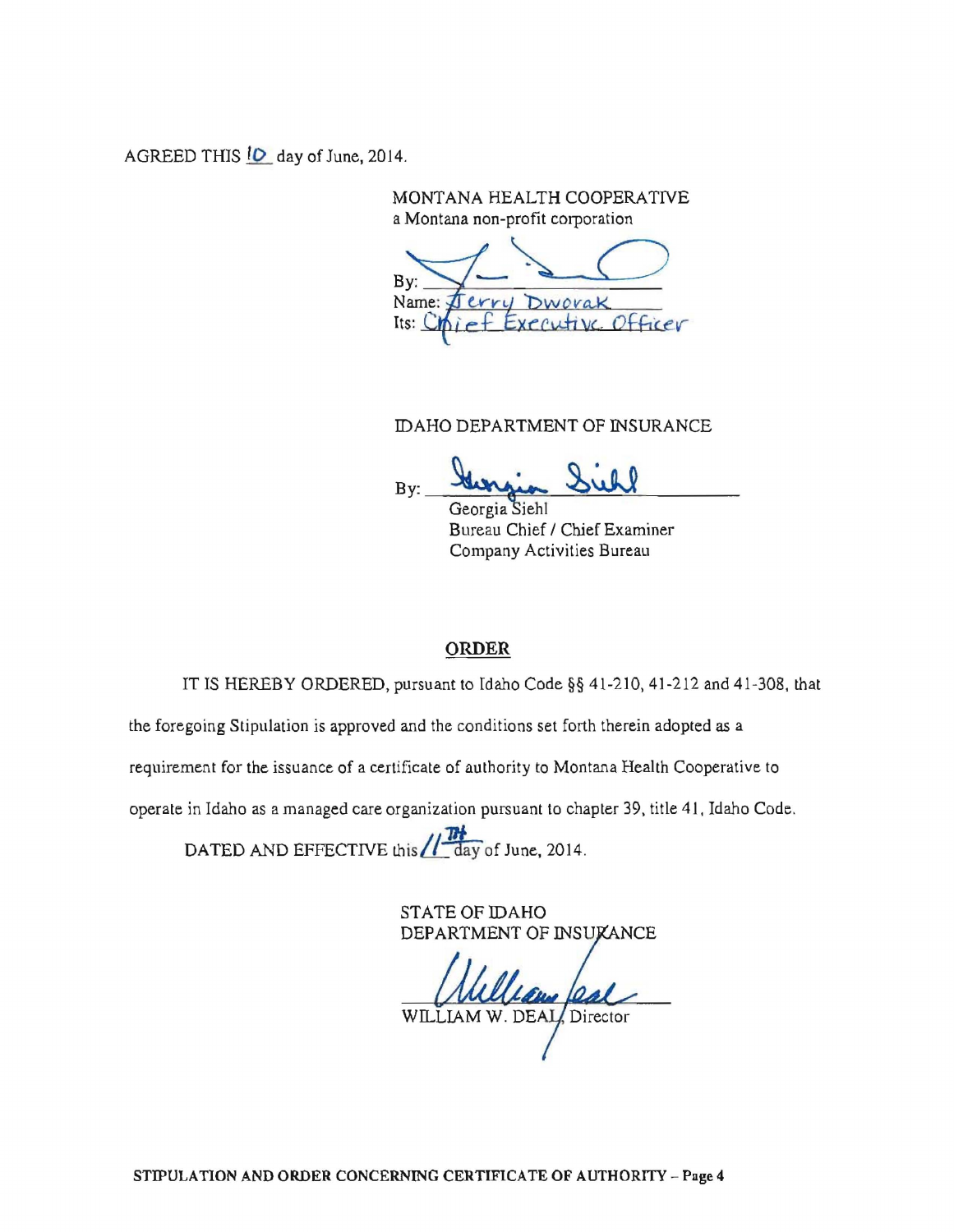AGREED THIS 10 day of June, 2014.

MONTANA HEALTH COOPERATIVE
a Montana non-profit corporation

By: _______________________
Name: Jerry Dworak
Its: Chief Executive Officer

IDAHO DEPARTMENT OF INSURANCE

By: _______________________
Georgia Siehl
Bureau Chief / Chief Examiner
Company Activities Bureau

**ORDER**

IT IS HEREBY ORDERED, pursuant to Idaho Code §§ 41-210, 41-212 and 41-308, that the foregoing Stipulation is approved and the conditions set forth therein adopted as a requirement for the issuance of a certificate of authority to Montana Health Cooperative to operate in Idaho as a managed care organization pursuant to chapter 39, title 41, Idaho Code.

DATED AND EFFECTIVE this 11TH day of June, 2014.

STATE OF IDAHO
DEPARTMENT OF INSURANCE

_______________________
WILLIAM W. DEAL, Director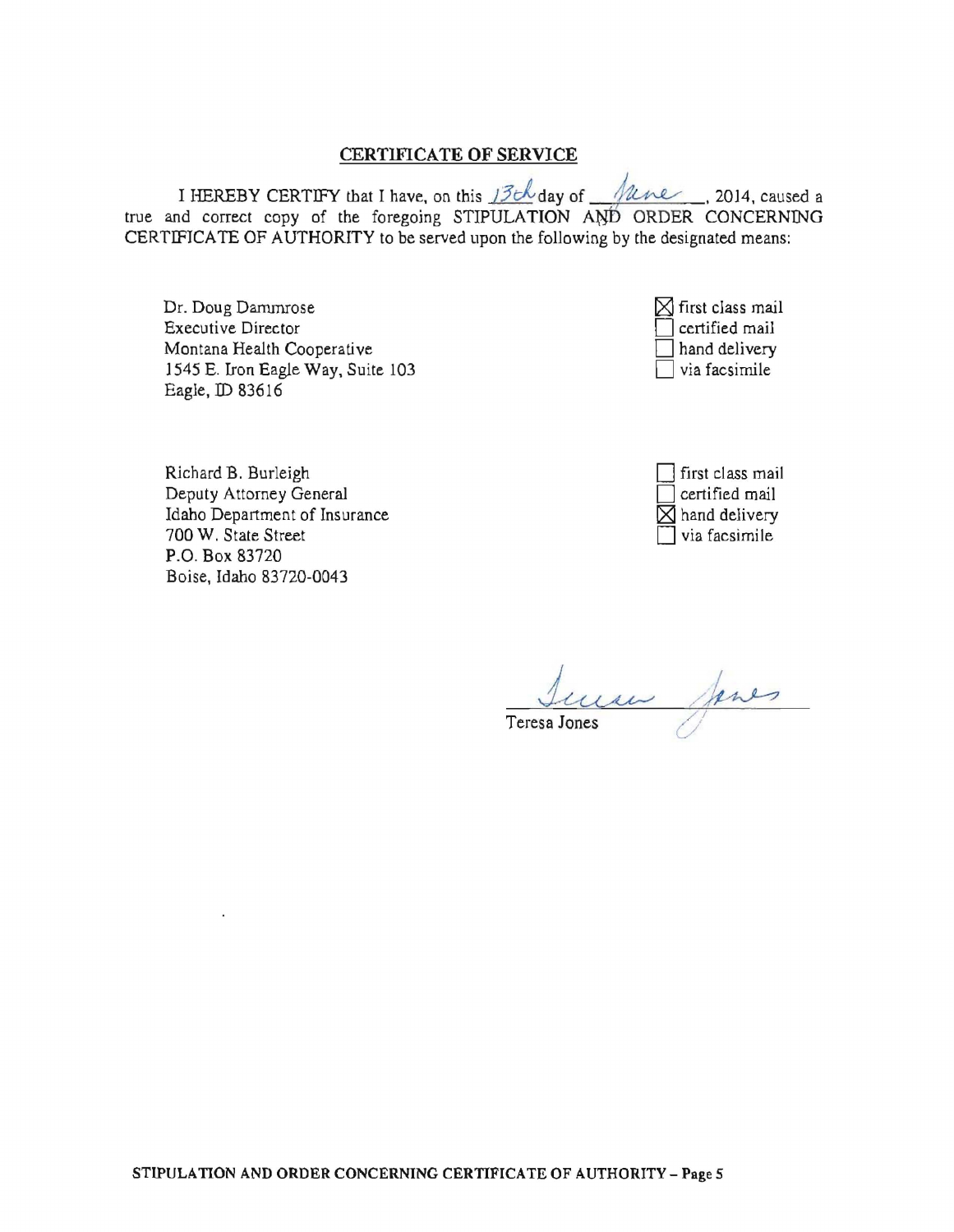## CERTIFICATE OF SERVICE

I HEREBY CERTIFY that I have, on this 13th day of June, 2014, caused a true and correct copy of the foregoing STIPULATION AND ORDER CONCERNING CERTIFICATE OF AUTHORITY to be served upon the following by the designated means:

Dr. Doug Dammrose
Executive Director
Montana Health Cooperative
1545 E. Iron Eagle Way, Suite 103
Eagle, ID 83616

☒ first class mail
☐ certified mail
☐ hand delivery
☐ via facsimile

Richard B. Burleigh
Deputy Attorney General
Idaho Department of Insurance
700 W. State Street
P.O. Box 83720
Boise, Idaho 83720-0043

☐ first class mail
☐ certified mail
☒ hand delivery
☐ via facsimile

Teresa Jones